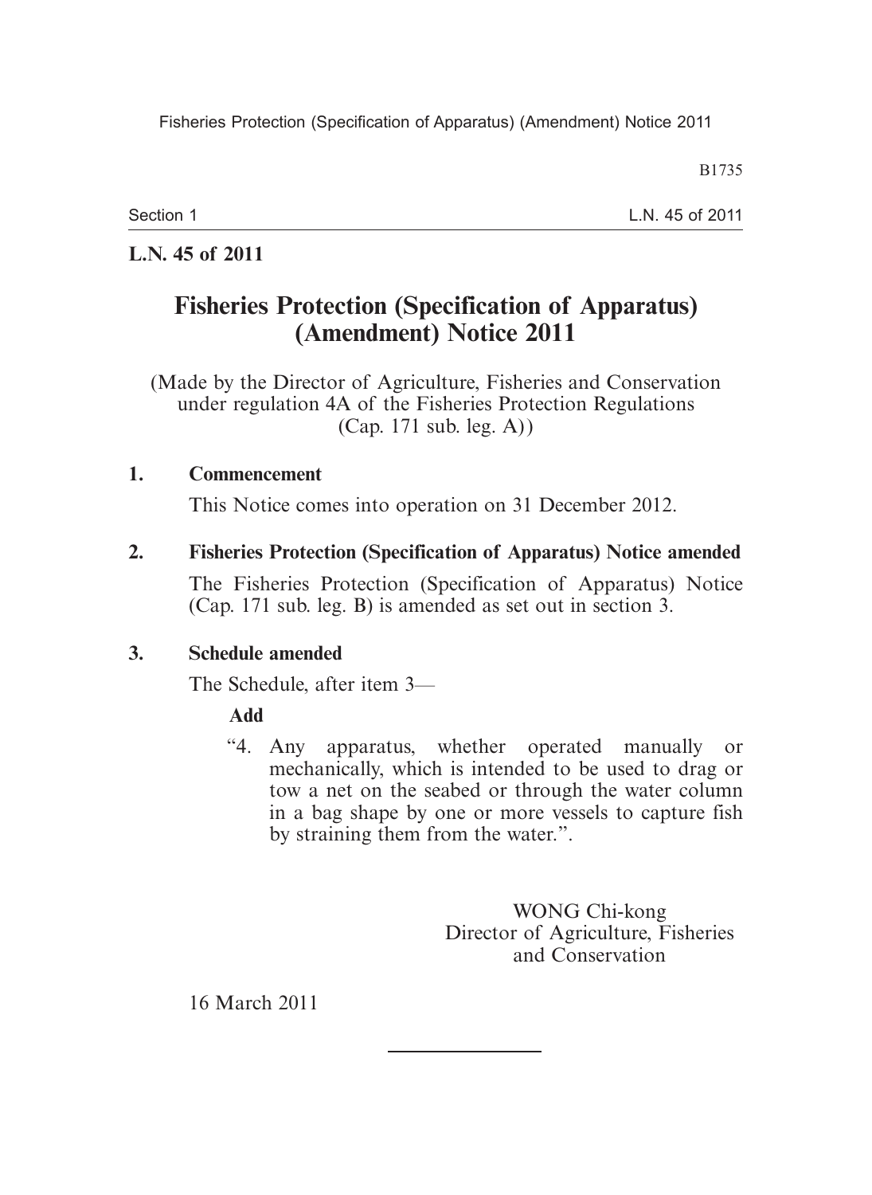**L.N. 45 of 2011**

# Fisheries Protection (Specification of Apparatus) (Amendment) Notice 2011

(Made by the Director of Agriculture, Fisheries and Conservation under regulation 4A of the Fisheries Protection Regulations (Cap. 171 sub. leg. A))

**1. Commencement**

This Notice comes into operation on 31 December 2012.

**2. Fisheries Protection (Specification of Apparatus) Notice amended**

The Fisheries Protection (Specification of Apparatus) Notice (Cap. 171 sub. leg. B) is amended as set out in section 3.

**3. Schedule amended**

The Schedule, after item 3—

**Add**

"4. Any apparatus, whether operated manually or mechanically, which is intended to be used to drag or tow a net on the seabed or through the water column in a bag shape by one or more vessels to capture fish by straining them from the water.".

WONG Chi-kong
Director of Agriculture, Fisheries and Conservation

16 March 2011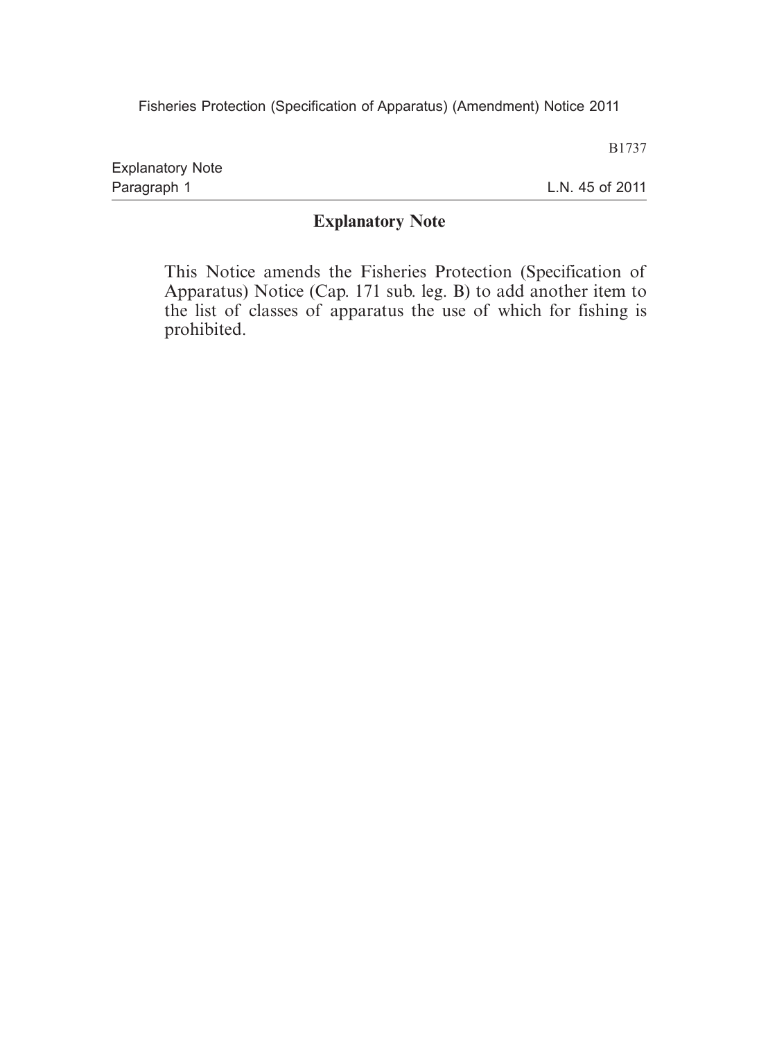## Explanatory Note

This Notice amends the Fisheries Protection (Specification of Apparatus) Notice (Cap. 171 sub. leg. B) to add another item to the list of classes of apparatus the use of which for fishing is prohibited.